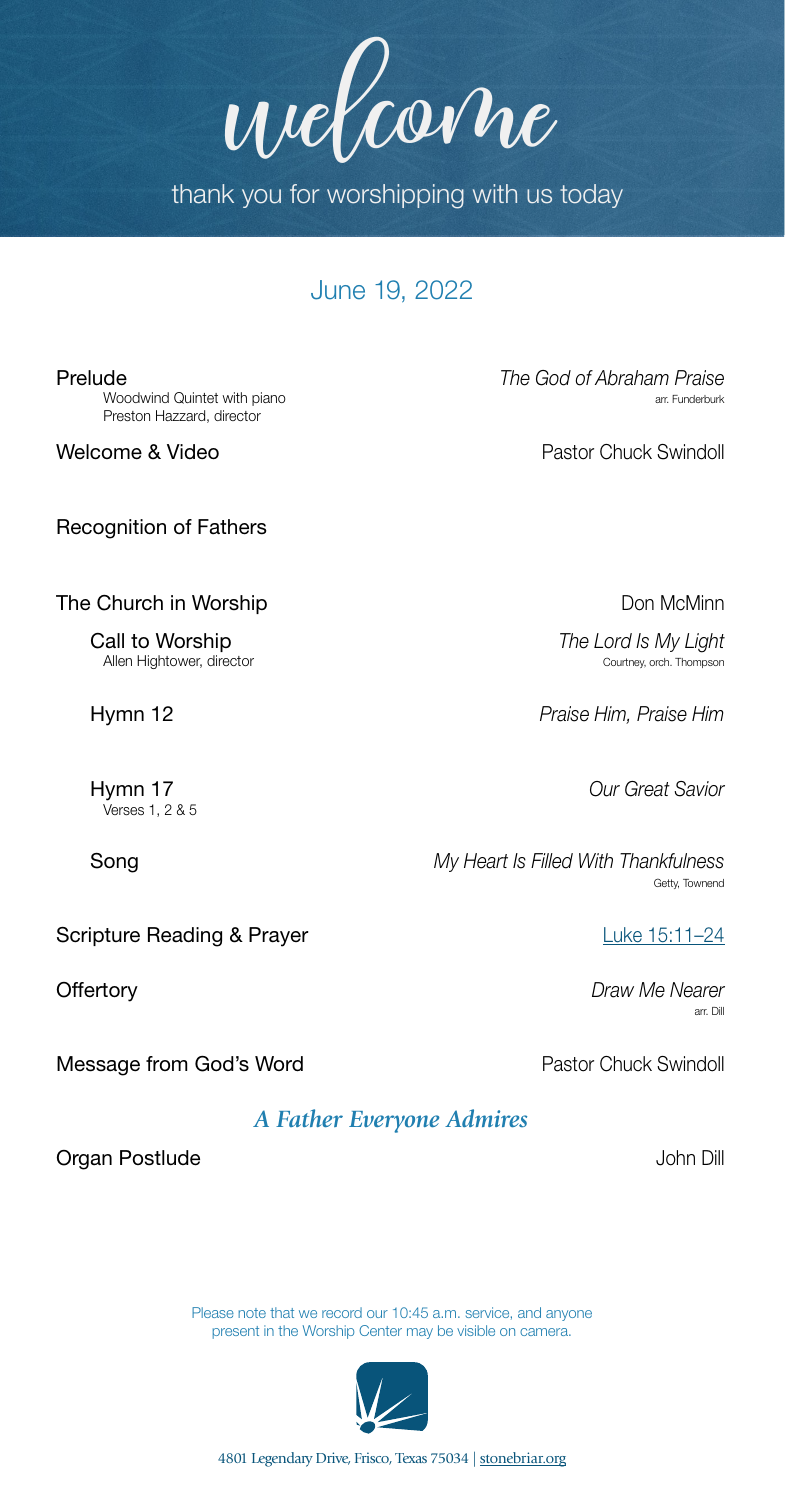# welcome

thank you for worshipping with us today

## June 19, 2022

**Prelude** — *The God of Abraham Praise*
Woodwind Quintet with piano — arr. Funderburk
Preston Hazzard, director

**Welcome & Video** — Pastor Chuck Swindoll

**Recognition of Fathers**

**The Church in Worship** — Don McMinn

- **Call to Worship** — *The Lord Is My Light*
  Allen Hightower, director — Courtney, orch. Thompson

- **Hymn 12** — *Praise Him, Praise Him*

- **Hymn 17** — *Our Great Savior*
  Verses 1, 2 & 5

- **Song** — *My Heart Is Filled With Thankfulness*
  Getty, Townend

**Scripture Reading & Prayer** — Luke 15:11–24

**Offertory** — *Draw Me Nearer*
arr. Dill

**Message from God's Word** — Pastor Chuck Swindoll

### *A Father Everyone Admires*

**Organ Postlude** — John Dill

Please note that we record our 10:45 a.m. service, and anyone present in the Worship Center may be visible on camera.

4801 Legendary Drive, Frisco, Texas 75034 | stonebriar.org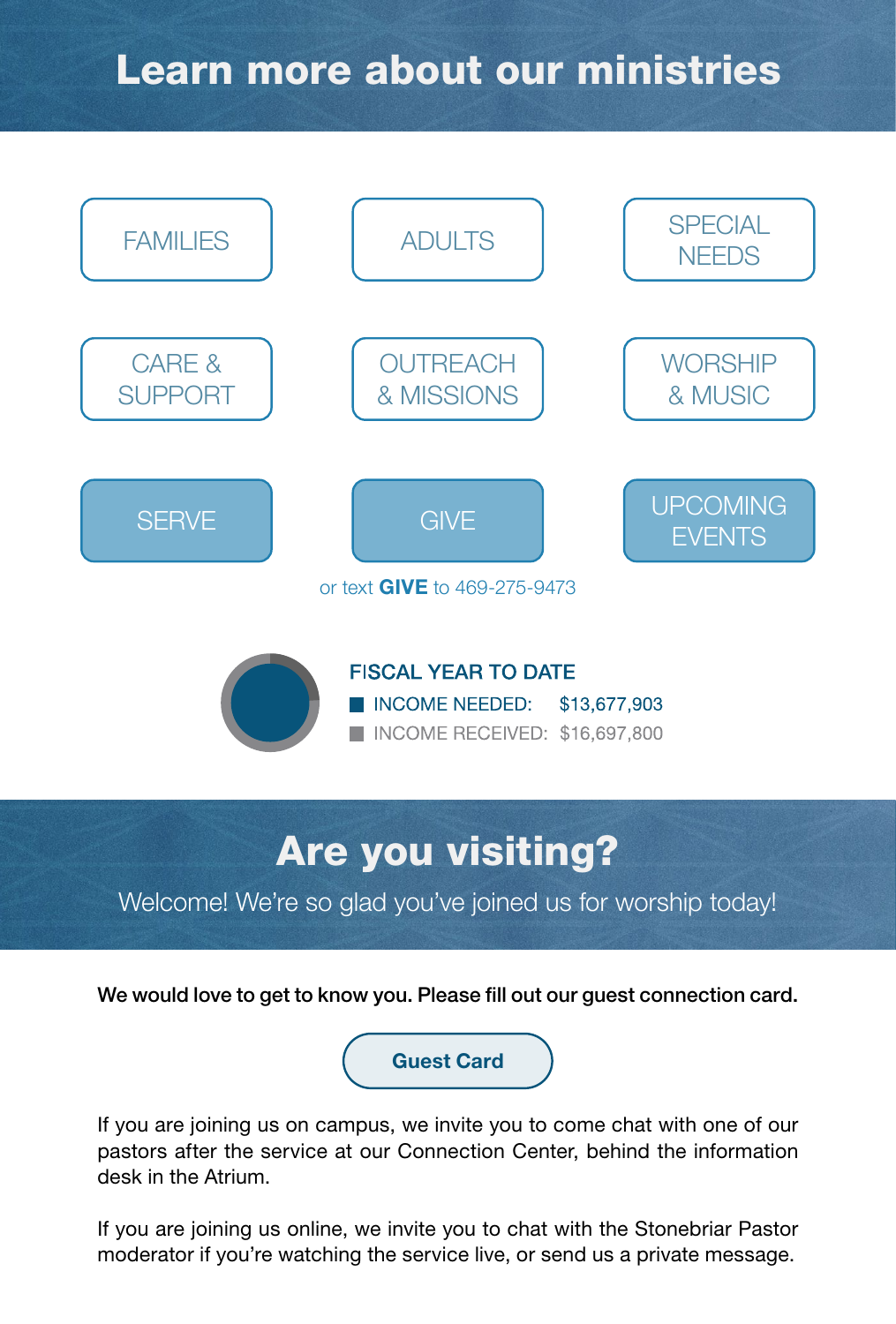# Learn more about our ministries

FAMILIES

ADULTS

SPECIAL NEEDS

CARE & SUPPORT

OUTREACH & MISSIONS

WORSHIP & MUSIC

SERVE

GIVE

UPCOMING EVENTS

or text **GIVE** to 469-275-9473

FISCAL YEAR TO DATE

INCOME NEEDED: $13,677,903

INCOME RECEIVED: $16,697,800

# Are you visiting?

Welcome! We're so glad you've joined us for worship today!

**We would love to get to know you. Please fill out our guest connection card.**

**Guest Card**

If you are joining us on campus, we invite you to come chat with one of our pastors after the service at our Connection Center, behind the information desk in the Atrium.

If you are joining us online, we invite you to chat with the Stonebriar Pastor moderator if you're watching the service live, or send us a private message.